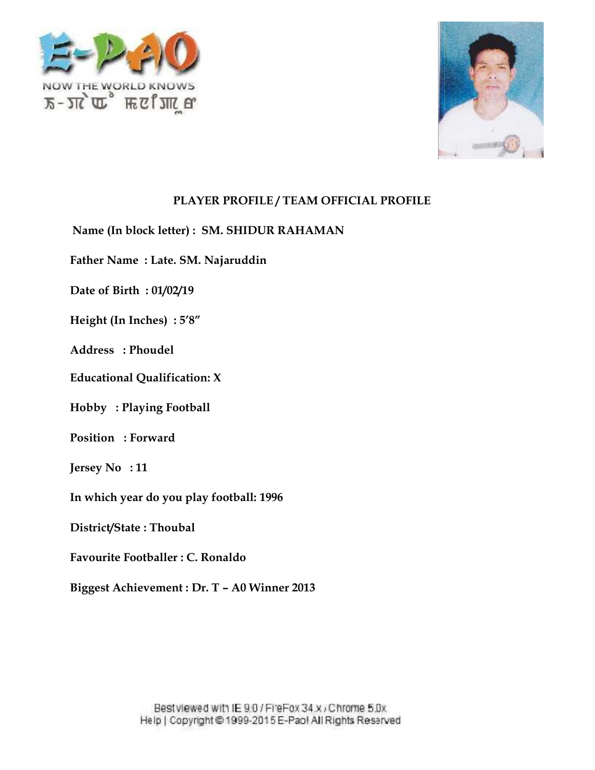## PLAYER PROFILE / TEAM OFFICIAL PROFILE

**Name (In block letter) : SM. SHIDUR RAHAMAN**

**Father Name : Late. SM. Najaruddin**

**Date of Birth : 01/02/19**

**Height (In Inches) : 5'8"**

**Address : Phoudel**

**Educational Qualification: X**

**Hobby : Playing Football**

**Position : Forward**

**Jersey No : 11**

**In which year do you play football: 1996**

**District/State : Thoubal**

**Favourite Footballer : C. Ronaldo**

**Biggest Achievement : Dr. T – A0 Winner 2013**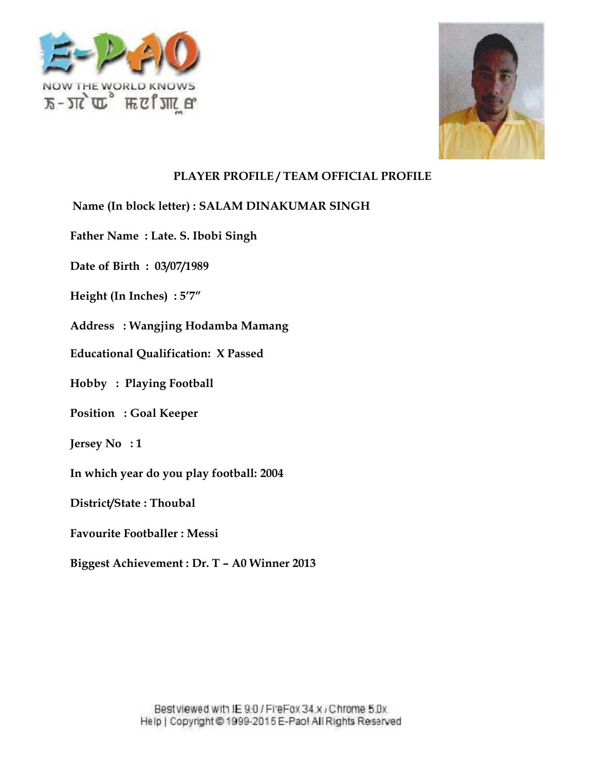## PLAYER PROFILE / TEAM OFFICIAL PROFILE

**Name (In block letter) : SALAM DINAKUMAR SINGH**

**Father Name : Late. S. Ibobi Singh**

**Date of Birth : 03/07/1989**

**Height (In Inches) : 5′7″**

**Address : Wangjing Hodamba Mamang**

**Educational Qualification: X Passed**

**Hobby : Playing Football**

**Position : Goal Keeper**

**Jersey No : 1**

**In which year do you play football: 2004**

**District/State : Thoubal**

**Favourite Footballer : Messi**

**Biggest Achievement : Dr. T – A0 Winner 2013**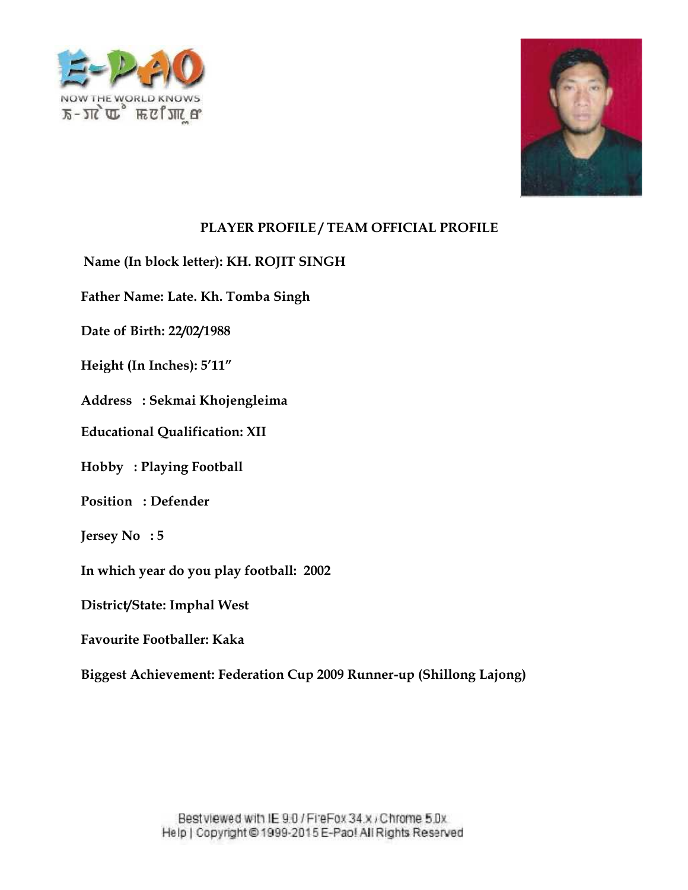## PLAYER PROFILE / TEAM OFFICIAL PROFILE

**Name (In block letter): KH. ROJIT SINGH**

**Father Name: Late. Kh. Tomba Singh**

**Date of Birth: 22/02/1988**

**Height (In Inches): 5′11″**

**Address : Sekmai Khojengleima**

**Educational Qualification: XII**

**Hobby : Playing Football**

**Position : Defender**

**Jersey No : 5**

**In which year do you play football: 2002**

**District/State: Imphal West**

**Favourite Footballer: Kaka**

**Biggest Achievement: Federation Cup 2009 Runner-up (Shillong Lajong)**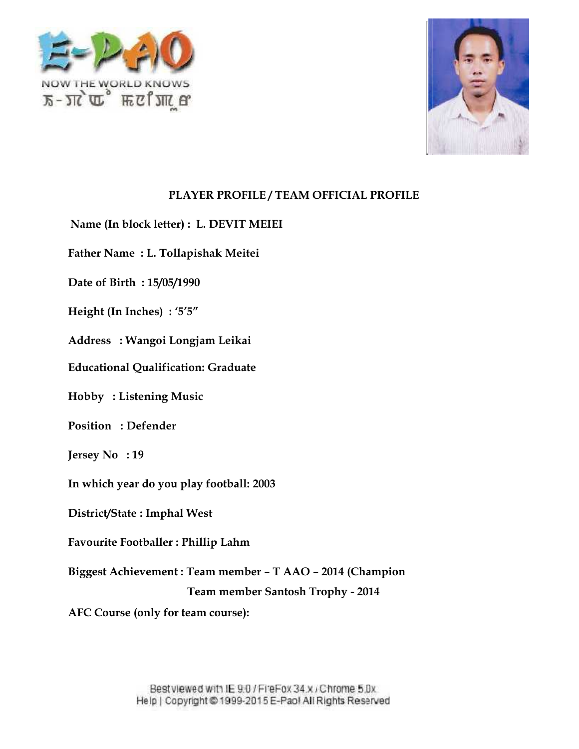## PLAYER PROFILE / TEAM OFFICIAL PROFILE

**Name (In block letter) : L. DEVIT MEIEI**

**Father Name : L. Tollapishak Meitei**

**Date of Birth : 15/05/1990**

**Height (In Inches) : '5'5"**

**Address : Wangoi Longjam Leikai**

**Educational Qualification: Graduate**

**Hobby : Listening Music**

**Position : Defender**

**Jersey No : 19**

**In which year do you play football: 2003**

**District/State : Imphal West**

**Favourite Footballer : Phillip Lahm**

**Biggest Achievement : Team member – T AAO – 2014 (Champion**

**Team member Santosh Trophy - 2014**

**AFC Course (only for team course):**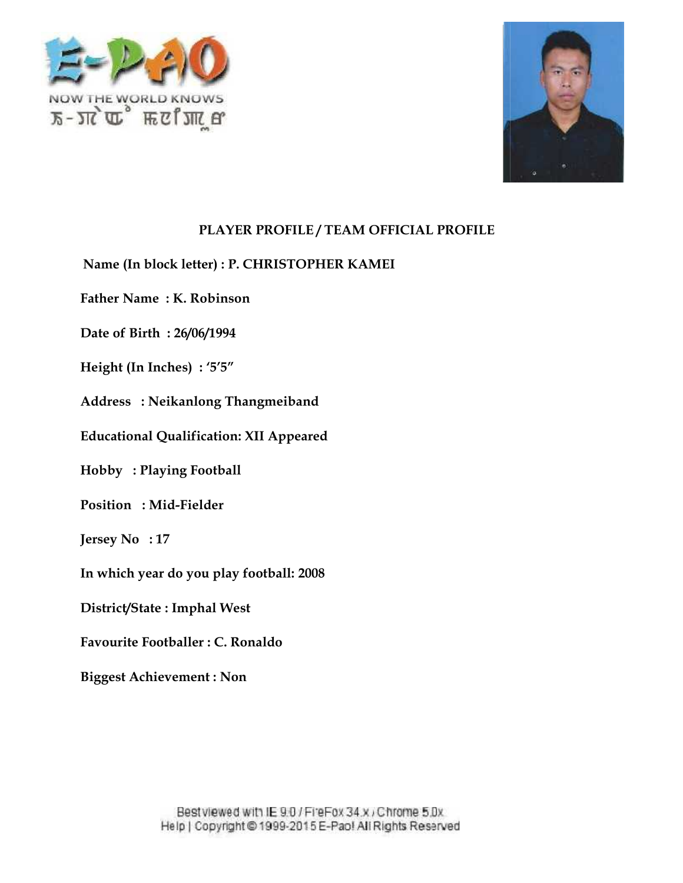**PLAYER PROFILE / TEAM OFFICIAL PROFILE**

**Name (In block letter) : P. CHRISTOPHER KAMEI**

**Father Name : K. Robinson**

**Date of Birth : 26/06/1994**

**Height (In Inches) : '5'5"**

**Address : Neikanlong Thangmeiband**

**Educational Qualification: XII Appeared**

**Hobby : Playing Football**

**Position : Mid-Fielder**

**Jersey No : 17**

**In which year do you play football: 2008**

**District/State : Imphal West**

**Favourite Footballer : C. Ronaldo**

**Biggest Achievement : Non**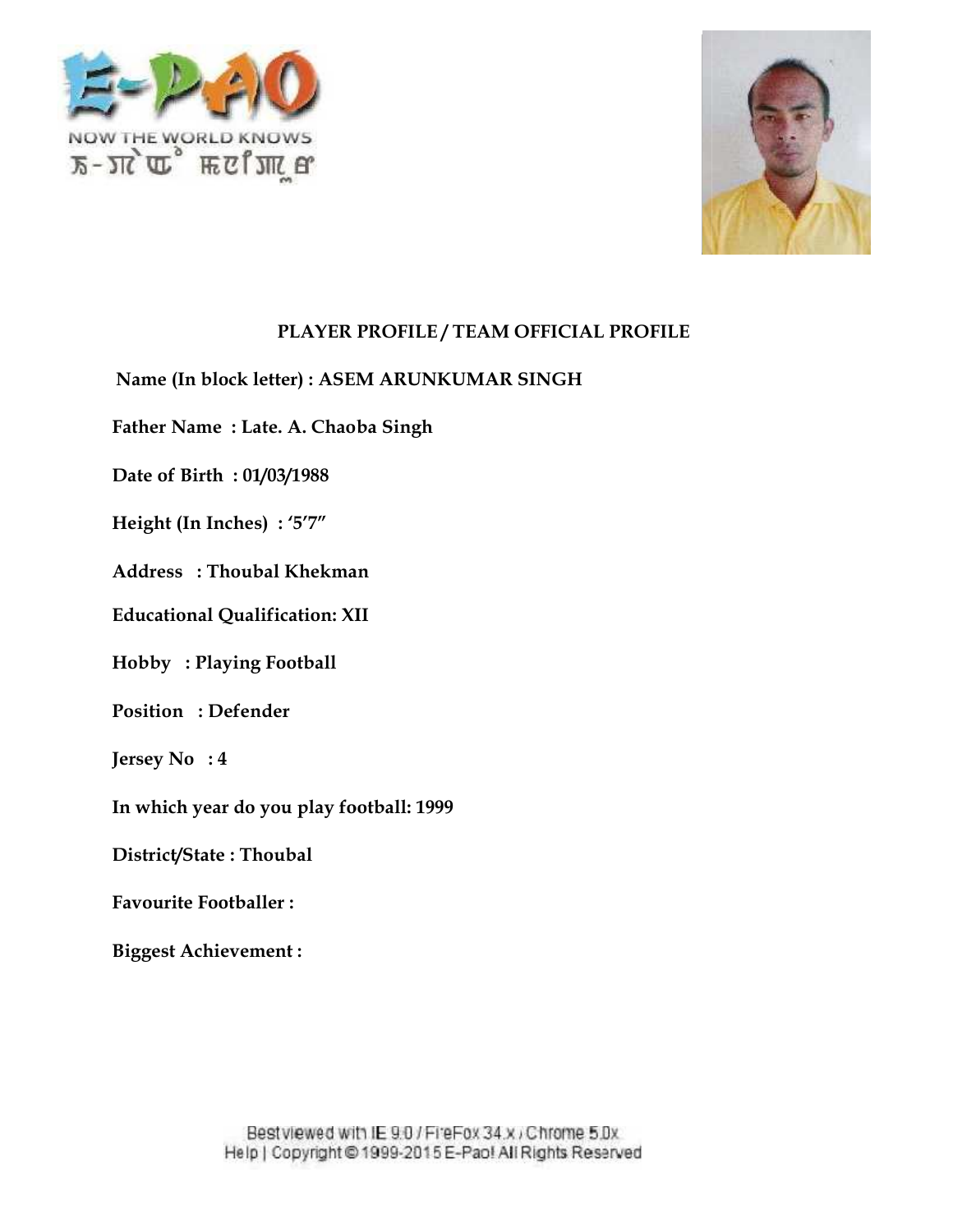## PLAYER PROFILE / TEAM OFFICIAL PROFILE

**Name (In block letter) : ASEM ARUNKUMAR SINGH**

**Father Name : Late. A. Chaoba Singh**

**Date of Birth : 01/03/1988**

**Height (In Inches) : '5'7"**

**Address : Thoubal Khekman**

**Educational Qualification: XII**

**Hobby : Playing Football**

**Position : Defender**

**Jersey No : 4**

**In which year do you play football: 1999**

**District/State : Thoubal**

**Favourite Footballer :**

**Biggest Achievement :**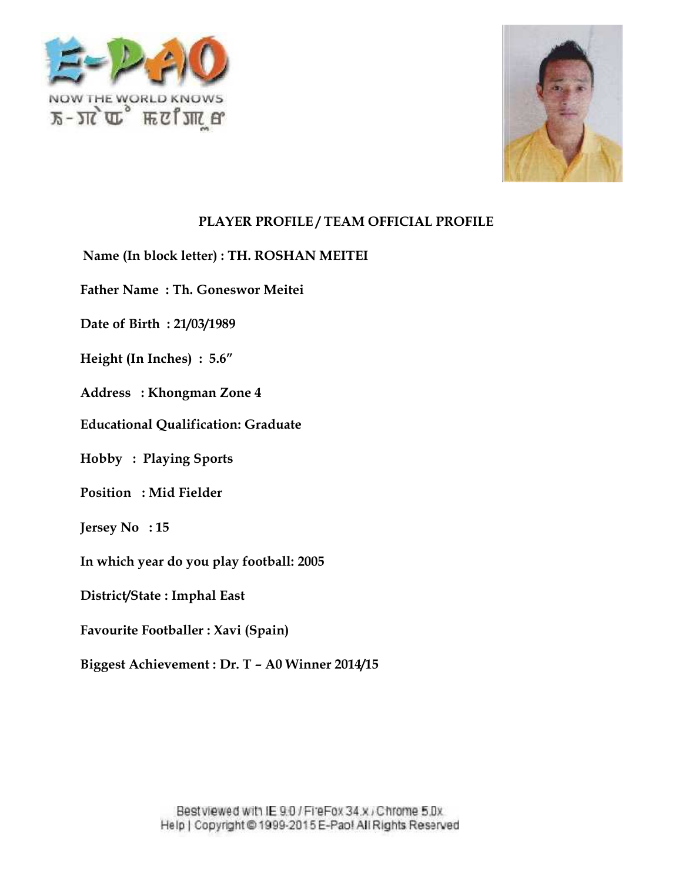## PLAYER PROFILE / TEAM OFFICIAL PROFILE

**Name (In block letter) : TH. ROSHAN MEITEI**

**Father Name : Th. Goneswor Meitei**

**Date of Birth : 21/03/1989**

**Height (In Inches) : 5.6"**

**Address : Khongman Zone 4**

**Educational Qualification: Graduate**

**Hobby : Playing Sports**

**Position : Mid Fielder**

**Jersey No : 15**

**In which year do you play football: 2005**

**District/State : Imphal East**

**Favourite Footballer : Xavi (Spain)**

**Biggest Achievement : Dr. T – A0 Winner 2014/15**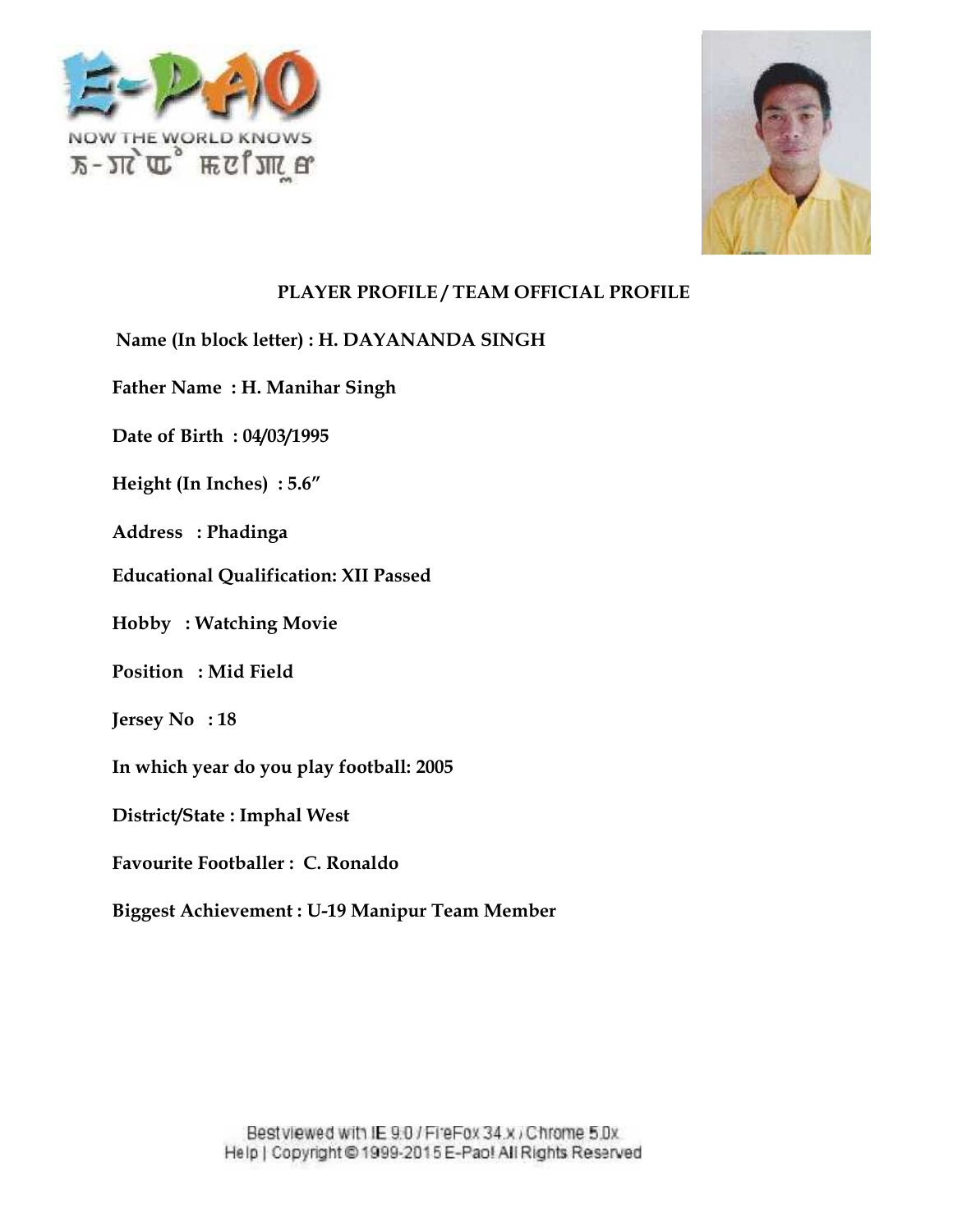E-PAO

NOW THE WORLD KNOWS

## PLAYER PROFILE / TEAM OFFICIAL PROFILE

**Name (In block letter) : H. DAYANANDA SINGH**

**Father Name : H. Manihar Singh**

**Date of Birth : 04/03/1995**

**Height (In Inches) : 5.6″**

**Address : Phadinga**

**Educational Qualification: XII Passed**

**Hobby : Watching Movie**

**Position : Mid Field**

**Jersey No : 18**

**In which year do you play football: 2005**

**District/State : Imphal West**

**Favourite Footballer : C. Ronaldo**

**Biggest Achievement : U-19 Manipur Team Member**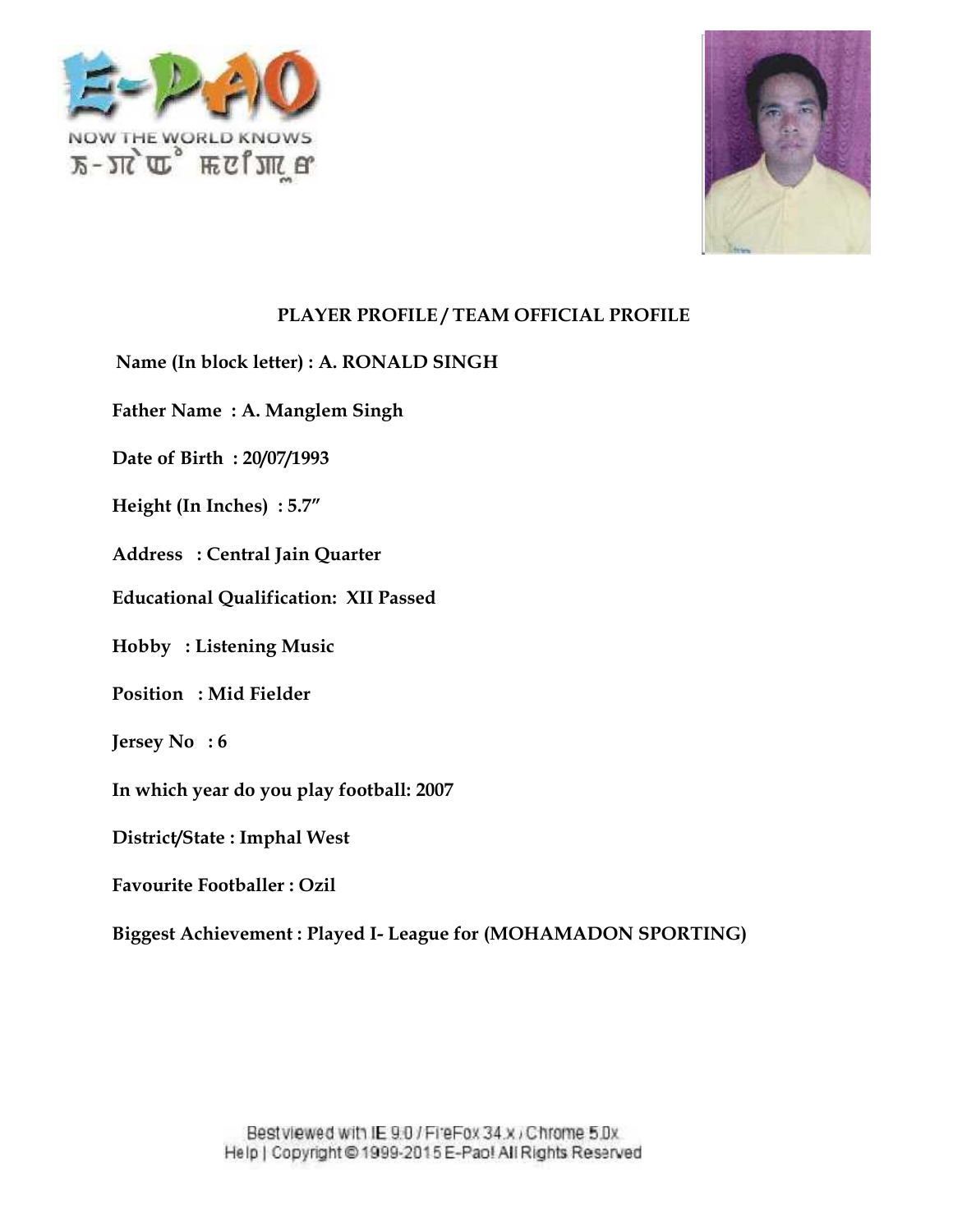## PLAYER PROFILE / TEAM OFFICIAL PROFILE

**Name (In block letter) : A. RONALD SINGH**

**Father Name : A. Manglem Singh**

**Date of Birth : 20/07/1993**

**Height (In Inches) : 5.7"**

**Address : Central Jain Quarter**

**Educational Qualification: XII Passed**

**Hobby : Listening Music**

**Position : Mid Fielder**

**Jersey No : 6**

**In which year do you play football: 2007**

**District/State : Imphal West**

**Favourite Footballer : Ozil**

**Biggest Achievement : Played I- League for (MOHAMADON SPORTING)**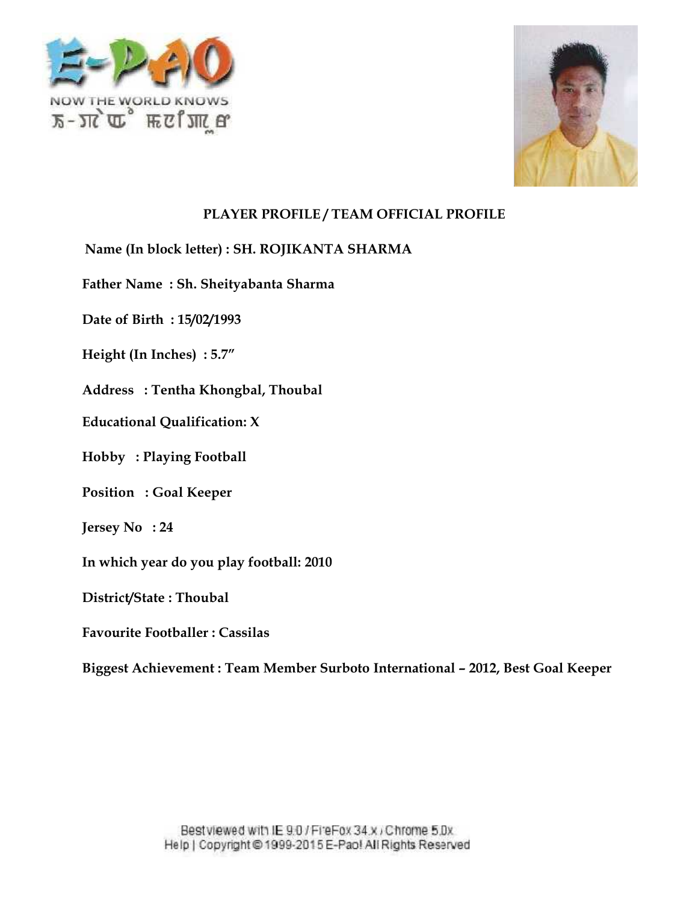## PLAYER PROFILE / TEAM OFFICIAL PROFILE

**Name (In block letter) : SH. ROJIKANTA SHARMA**

**Father Name : Sh. Sheityabanta Sharma**

**Date of Birth : 15/02/1993**

**Height (In Inches) : 5.7"**

**Address : Tentha Khongbal, Thoubal**

**Educational Qualification: X**

**Hobby : Playing Football**

**Position : Goal Keeper**

**Jersey No : 24**

**In which year do you play football: 2010**

**District/State : Thoubal**

**Favourite Footballer : Cassilas**

**Biggest Achievement : Team Member Surboto International – 2012, Best Goal Keeper**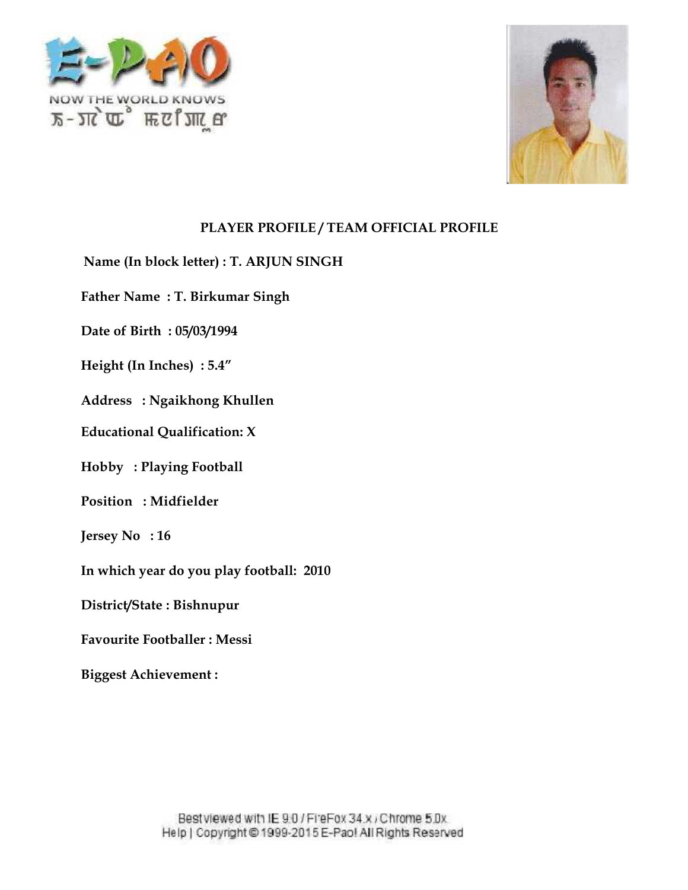## PLAYER PROFILE / TEAM OFFICIAL PROFILE

**Name (In block letter) : T. ARJUN SINGH**

**Father Name : T. Birkumar Singh**

**Date of Birth : 05/03/1994**

**Height (In Inches) : 5.4"**

**Address : Ngaikhong Khullen**

**Educational Qualification: X**

**Hobby : Playing Football**

**Position : Midfielder**

**Jersey No : 16**

**In which year do you play football: 2010**

**District/State : Bishnupur**

**Favourite Footballer : Messi**

**Biggest Achievement :**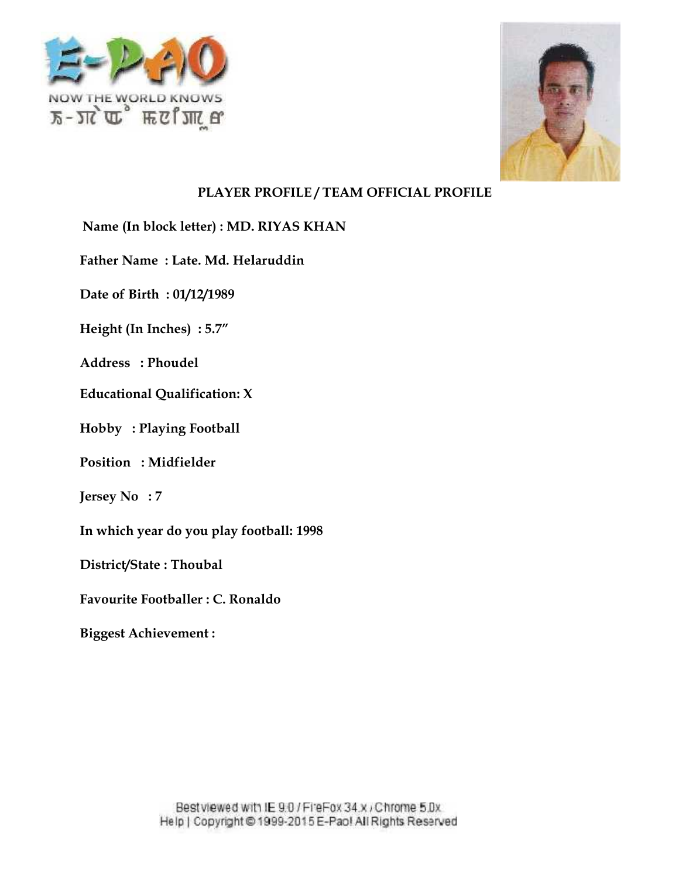## PLAYER PROFILE / TEAM OFFICIAL PROFILE

**Name (In block letter) : MD. RIYAS KHAN**

**Father Name : Late. Md. Helaruddin**

**Date of Birth : 01/12/1989**

**Height (In Inches) : 5.7"**

**Address : Phoudel**

**Educational Qualification: X**

**Hobby : Playing Football**

**Position : Midfielder**

**Jersey No : 7**

**In which year do you play football: 1998**

**District/State : Thoubal**

**Favourite Footballer : C. Ronaldo**

**Biggest Achievement :**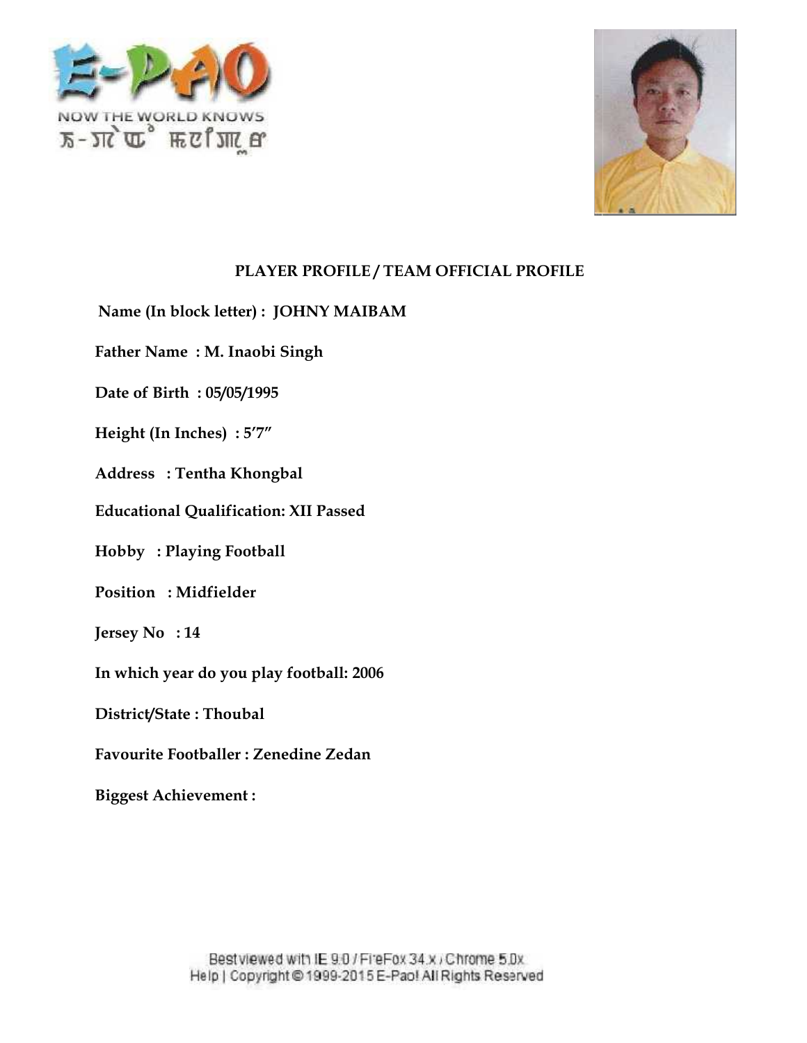## PLAYER PROFILE / TEAM OFFICIAL PROFILE

**Name (In block letter) : JOHNY MAIBAM**

**Father Name : M. Inaobi Singh**

**Date of Birth : 05/05/1995**

**Height (In Inches) : 5′7″**

**Address : Tentha Khongbal**

**Educational Qualification: XII Passed**

**Hobby : Playing Football**

**Position : Midfielder**

**Jersey No : 14**

**In which year do you play football: 2006**

**District/State : Thoubal**

**Favourite Footballer : Zenedine Zedan**

**Biggest Achievement :**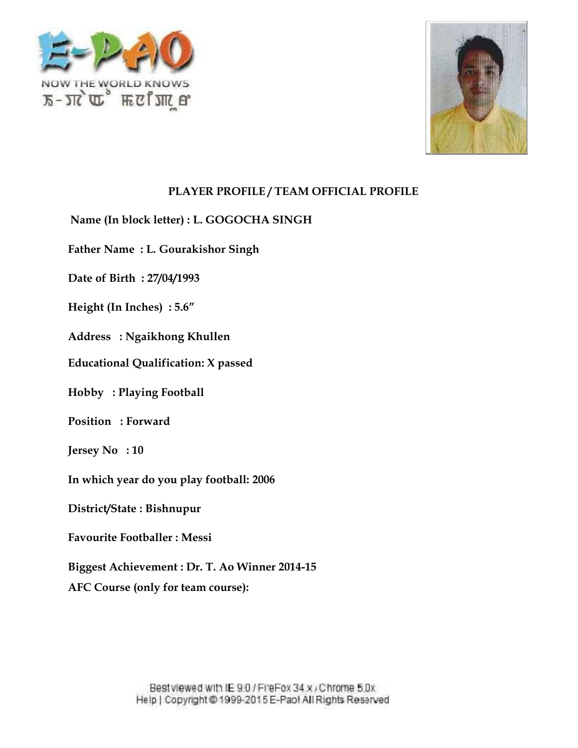## PLAYER PROFILE / TEAM OFFICIAL PROFILE

**Name (In block letter) : L. GOGOCHA SINGH**

**Father Name : L. Gourakishor Singh**

**Date of Birth : 27/04/1993**

**Height (In Inches) : 5.6"**

**Address : Ngaikhong Khullen**

**Educational Qualification: X passed**

**Hobby : Playing Football**

**Position : Forward**

**Jersey No : 10**

**In which year do you play football: 2006**

**District/State : Bishnupur**

**Favourite Footballer : Messi**

**Biggest Achievement : Dr. T. Ao Winner 2014-15**

**AFC Course (only for team course):**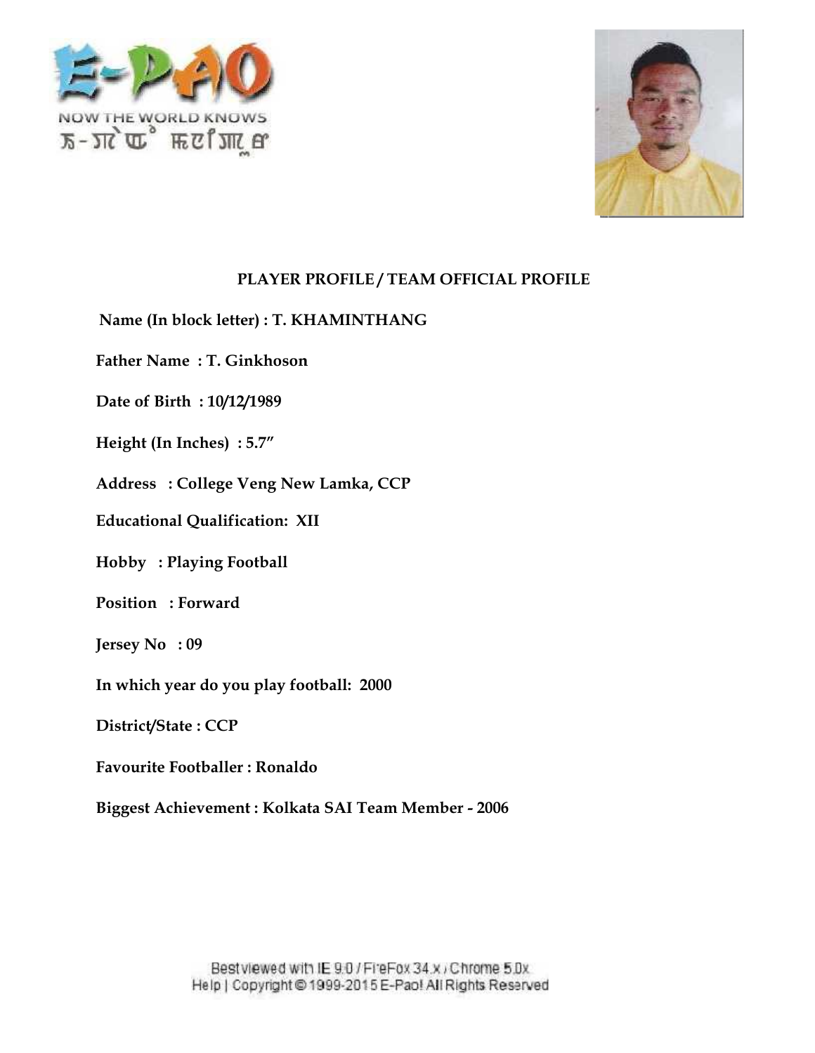**PLAYER PROFILE / TEAM OFFICIAL PROFILE**

**Name (In block letter) : T. KHAMINTHANG**

**Father Name : T. Ginkhoson**

**Date of Birth : 10/12/1989**

**Height (In Inches) : 5.7"**

**Address : College Veng New Lamka, CCP**

**Educational Qualification: XII**

**Hobby : Playing Football**

**Position : Forward**

**Jersey No : 09**

**In which year do you play football: 2000**

**District/State : CCP**

**Favourite Footballer : Ronaldo**

**Biggest Achievement : Kolkata SAI Team Member - 2006**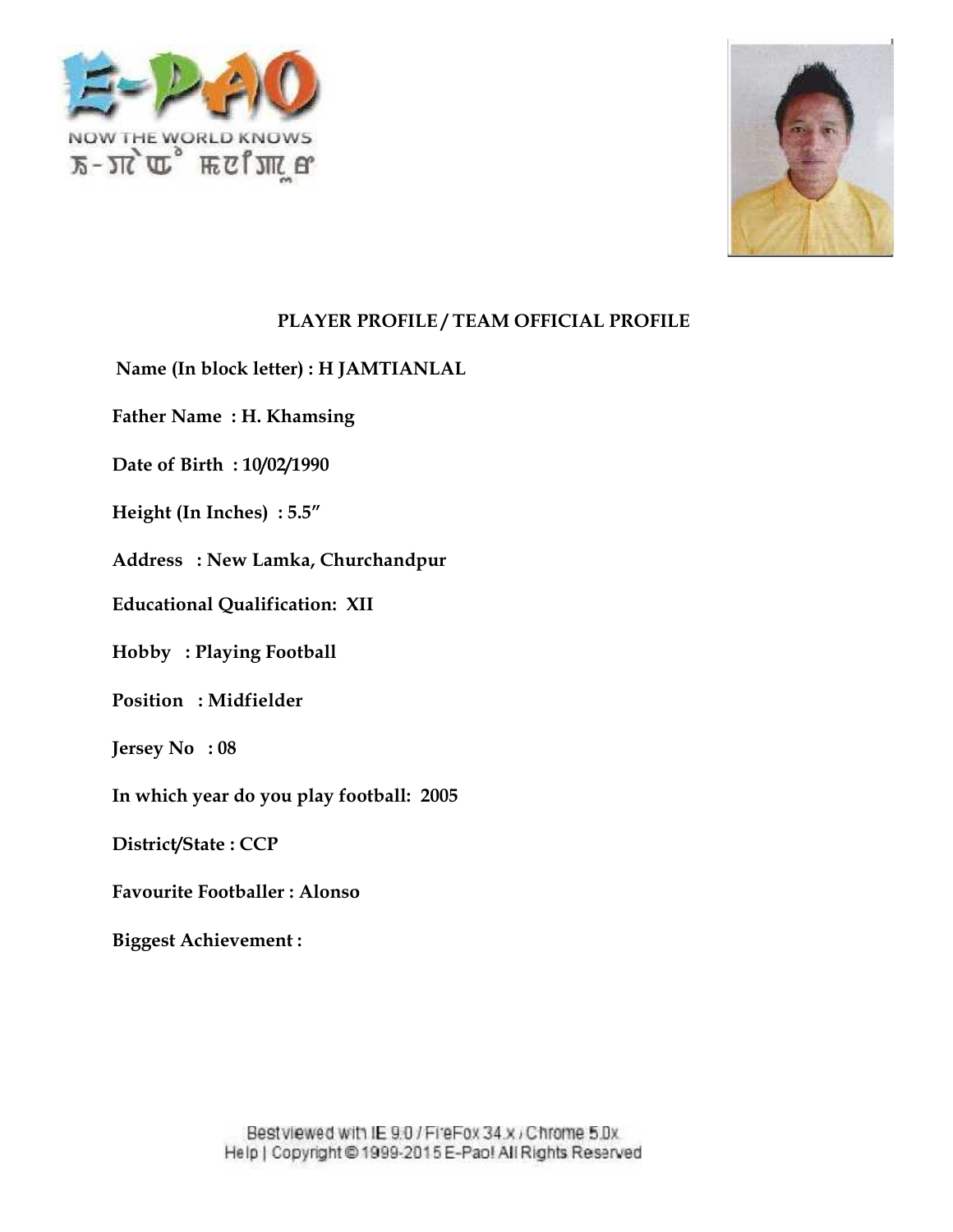## PLAYER PROFILE / TEAM OFFICIAL PROFILE

**Name (In block letter) : H JAMTIANLAL**

**Father Name : H. Khamsing**

**Date of Birth : 10/02/1990**

**Height (In Inches) : 5.5"**

**Address : New Lamka, Churchandpur**

**Educational Qualification: XII**

**Hobby : Playing Football**

**Position : Midfielder**

**Jersey No : 08**

**In which year do you play football: 2005**

**District/State : CCP**

**Favourite Footballer : Alonso**

**Biggest Achievement :**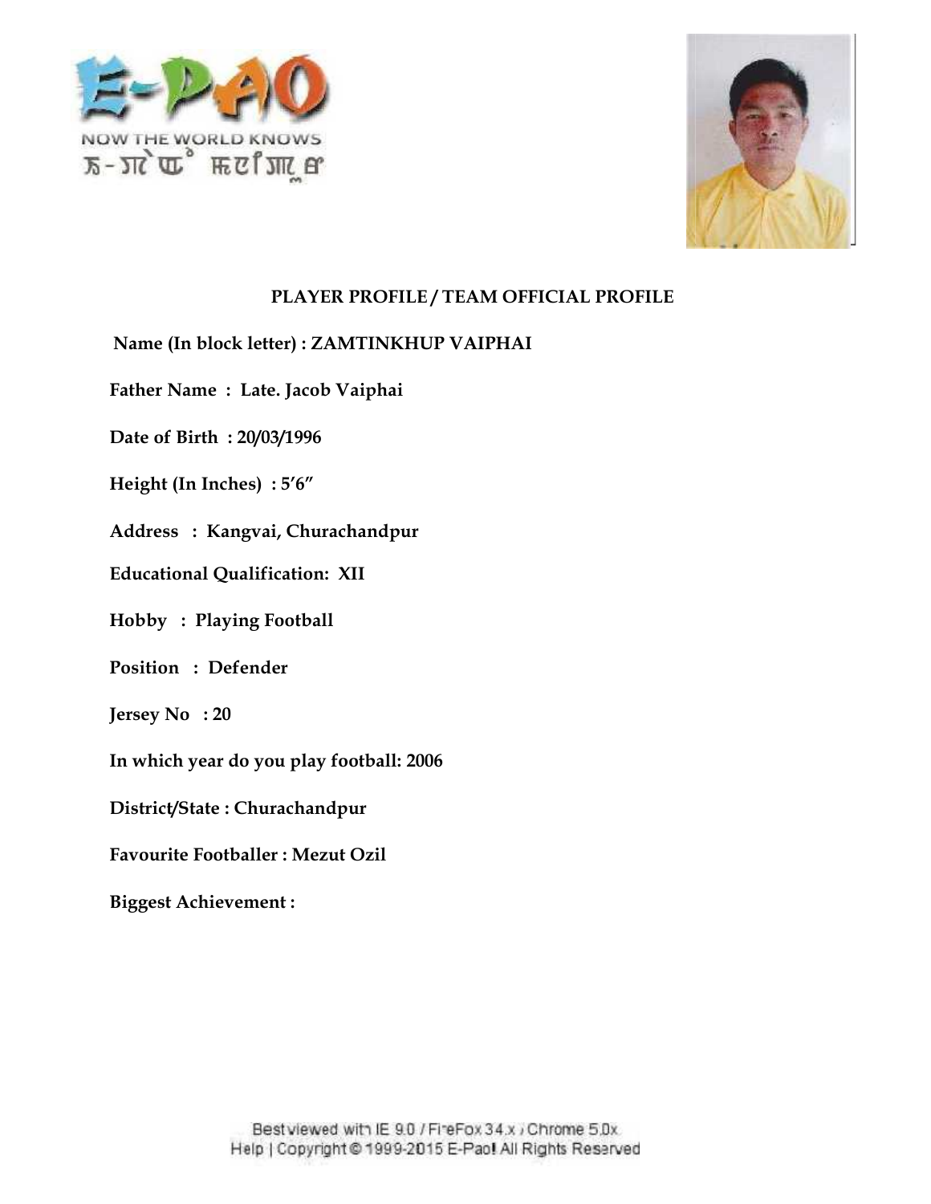**PLAYER PROFILE / TEAM OFFICIAL PROFILE**

**Name (In block letter) : ZAMTINKHUP VAIPHAI**

**Father Name : Late. Jacob Vaiphai**

**Date of Birth : 20/03/1996**

**Height (In Inches) : 5'6"**

**Address : Kangvai, Churachandpur**

**Educational Qualification: XII**

**Hobby : Playing Football**

**Position : Defender**

**Jersey No : 20**

**In which year do you play football: 2006**

**District/State : Churachandpur**

**Favourite Footballer : Mezut Ozil**

**Biggest Achievement :**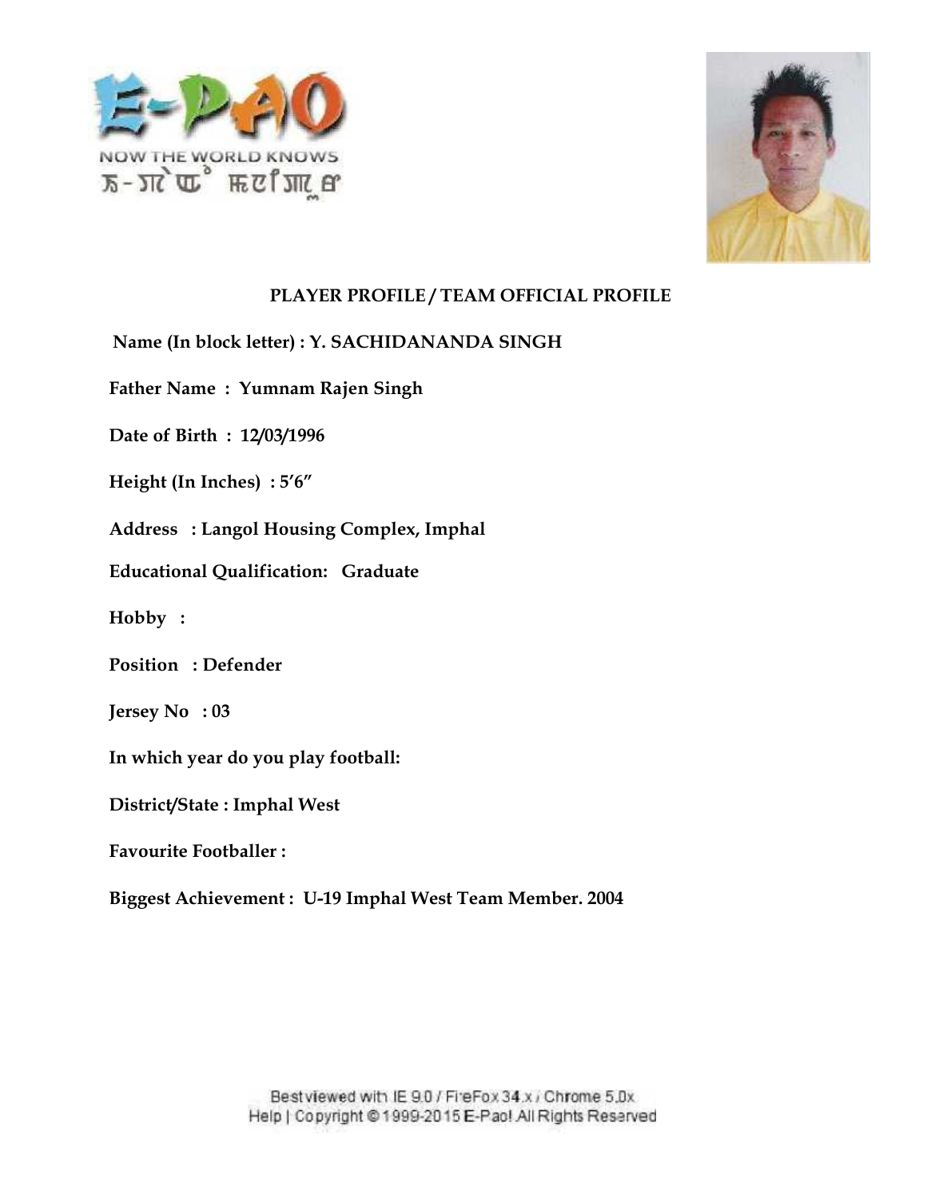**PLAYER PROFILE / TEAM OFFICIAL PROFILE**

**Name (In block letter) : Y. SACHIDANANDA SINGH**

**Father Name : Yumnam Rajen Singh**

**Date of Birth : 12/03/1996**

**Height (In Inches) : 5'6"**

**Address : Langol Housing Complex, Imphal**

**Educational Qualification: Graduate**

**Hobby :**

**Position : Defender**

**Jersey No : 03**

**In which year do you play football:**

**District/State : Imphal West**

**Favourite Footballer :**

**Biggest Achievement : U-19 Imphal West Team Member. 2004**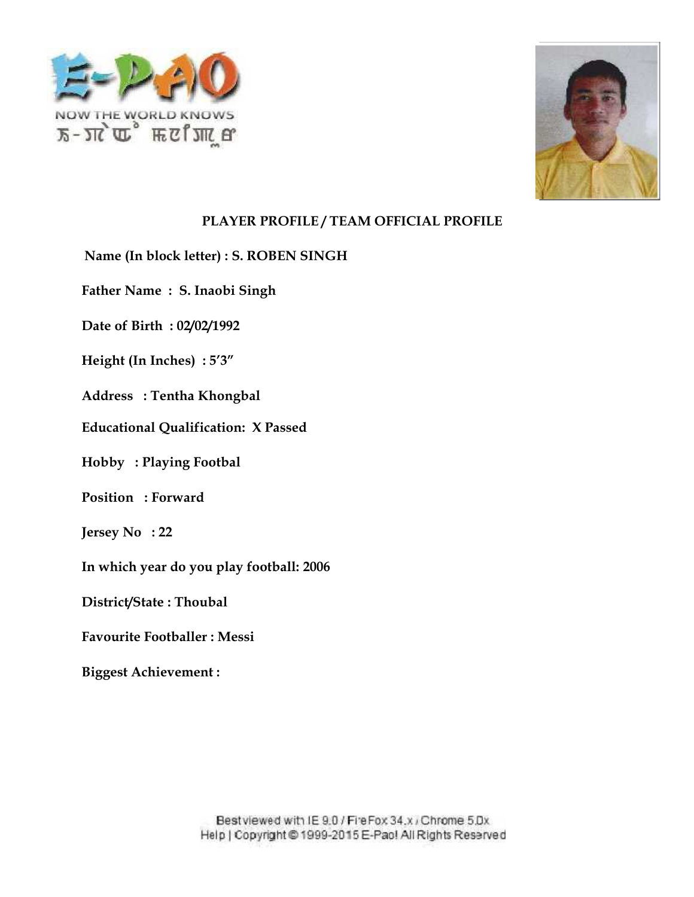**PLAYER PROFILE / TEAM OFFICIAL PROFILE**

**Name (In block letter) : S. ROBEN SINGH**

**Father Name : S. Inaobi Singh**

**Date of Birth : 02/02/1992**

**Height (In Inches) : 5′3″**

**Address : Tentha Khongbal**

**Educational Qualification: X Passed**

**Hobby : Playing Footbal**

**Position : Forward**

**Jersey No : 22**

**In which year do you play football: 2006**

**District/State : Thoubal**

**Favourite Footballer : Messi**

**Biggest Achievement :**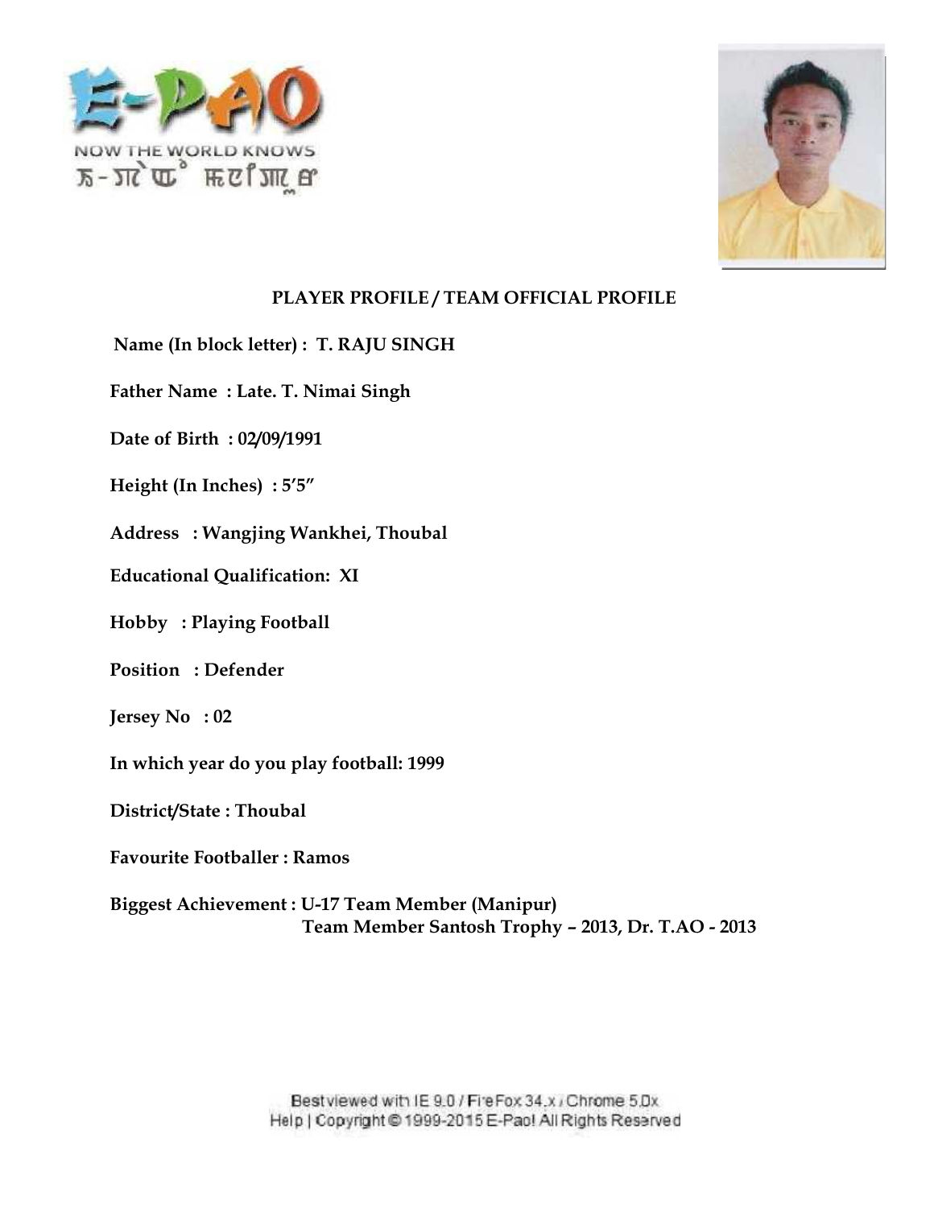## PLAYER PROFILE / TEAM OFFICIAL PROFILE

**Name (In block letter) : T. RAJU SINGH**

**Father Name : Late. T. Nimai Singh**

**Date of Birth : 02/09/1991**

**Height (In Inches) : 5'5"**

**Address : Wangjing Wankhei, Thoubal**

**Educational Qualification: XI**

**Hobby : Playing Football**

**Position : Defender**

**Jersey No : 02**

**In which year do you play football: 1999**

**District/State : Thoubal**

**Favourite Footballer : Ramos**

**Biggest Achievement : U-17 Team Member (Manipur)**
**Team Member Santosh Trophy – 2013, Dr. T.AO - 2013**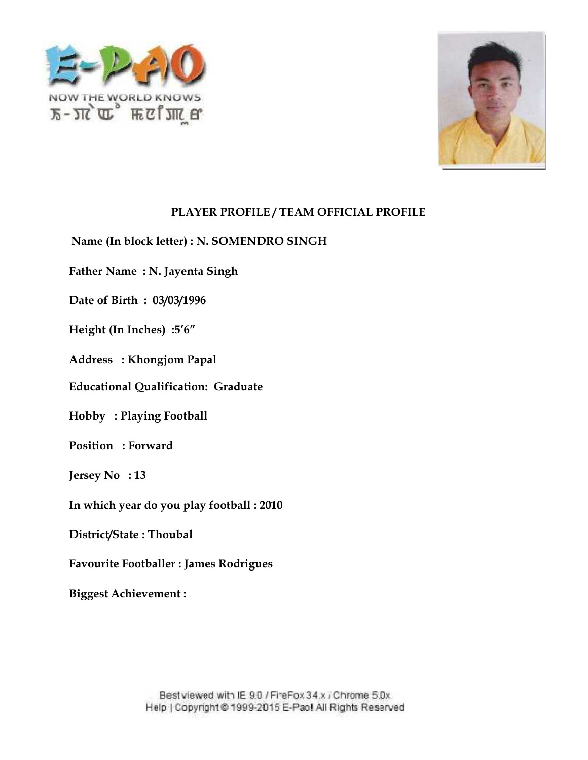## PLAYER PROFILE / TEAM OFFICIAL PROFILE

**Name (In block letter) : N. SOMENDRO SINGH**

**Father Name : N. Jayenta Singh**

**Date of Birth : 03/03/1996**

**Height (In Inches) :5'6"**

**Address : Khongjom Papal**

**Educational Qualification: Graduate**

**Hobby : Playing Football**

**Position : Forward**

**Jersey No : 13**

**In which year do you play football : 2010**

**District/State : Thoubal**

**Favourite Footballer : James Rodrigues**

**Biggest Achievement :**